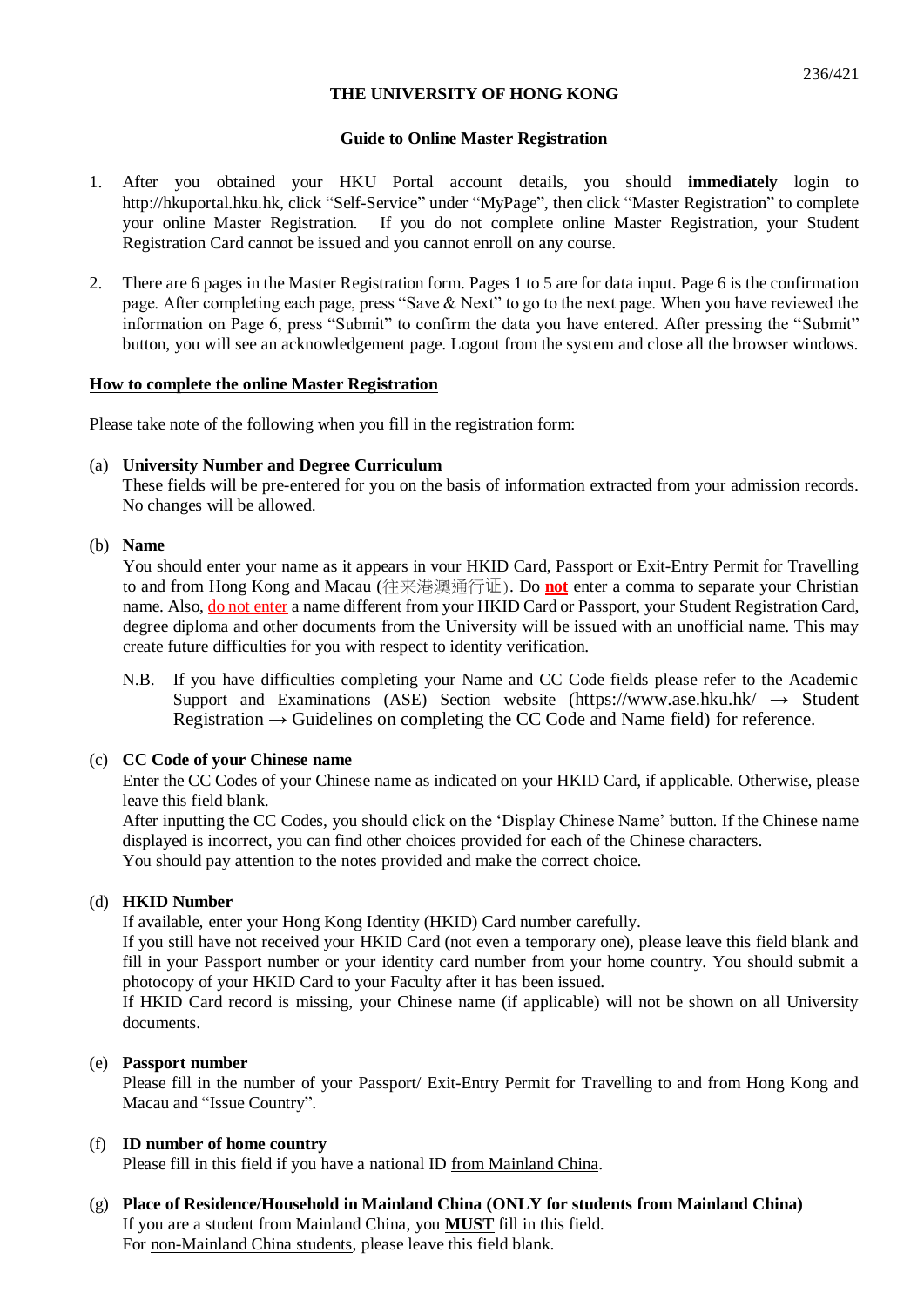# THE UNIVERSITY OF HONG KONG

## Guide to Online Master Registration

1. After you obtained your HKU Portal account details, you should **immediately** login to http://hkuportal.hku.hk, click "Self-Service" under "MyPage", then click "Master Registration" to complete your online Master Registration. If you do not complete online Master Registration, your Student Registration Card cannot be issued and you cannot enroll on any course.

2. There are 6 pages in the Master Registration form. Pages 1 to 5 are for data input. Page 6 is the confirmation page. After completing each page, press "Save & Next" to go to the next page. When you have reviewed the information on Page 6, press "Submit" to confirm the data you have entered. After pressing the "Submit" button, you will see an acknowledgement page. Logout from the system and close all the browser windows.

### How to complete the online Master Registration

Please take note of the following when you fill in the registration form:

(a) **University Number and Degree Curriculum**
These fields will be pre-entered for you on the basis of information extracted from your admission records. No changes will be allowed.

(b) **Name**
You should enter your name as it appears in your HKID Card, Passport or Exit-Entry Permit for Travelling to and from Hong Kong and Macau (往来港澳通行证). Do **not** enter a comma to separate your Christian name. Also, do not enter a name different from your HKID Card or Passport, your Student Registration Card, degree diploma and other documents from the University will be issued with an unofficial name. This may create future difficulties for you with respect to identity verification.

N.B. If you have difficulties completing your Name and CC Code fields please refer to the Academic Support and Examinations (ASE) Section website (https://www.ase.hku.hk/ → Student Registration → Guidelines on completing the CC Code and Name field) for reference.

(c) **CC Code of your Chinese name**
Enter the CC Codes of your Chinese name as indicated on your HKID Card, if applicable. Otherwise, please leave this field blank.
After inputting the CC Codes, you should click on the 'Display Chinese Name' button. If the Chinese name displayed is incorrect, you can find other choices provided for each of the Chinese characters.
You should pay attention to the notes provided and make the correct choice.

(d) **HKID Number**
If available, enter your Hong Kong Identity (HKID) Card number carefully.
If you still have not received your HKID Card (not even a temporary one), please leave this field blank and fill in your Passport number or your identity card number from your home country. You should submit a photocopy of your HKID Card to your Faculty after it has been issued.
If HKID Card record is missing, your Chinese name (if applicable) will not be shown on all University documents.

(e) **Passport number**
Please fill in the number of your Passport/ Exit-Entry Permit for Travelling to and from Hong Kong and Macau and "Issue Country".

(f) **ID number of home country**
Please fill in this field if you have a national ID from Mainland China.

(g) **Place of Residence/Household in Mainland China (ONLY for students from Mainland China)**
If you are a student from Mainland China, you **MUST** fill in this field.
For non-Mainland China students, please leave this field blank.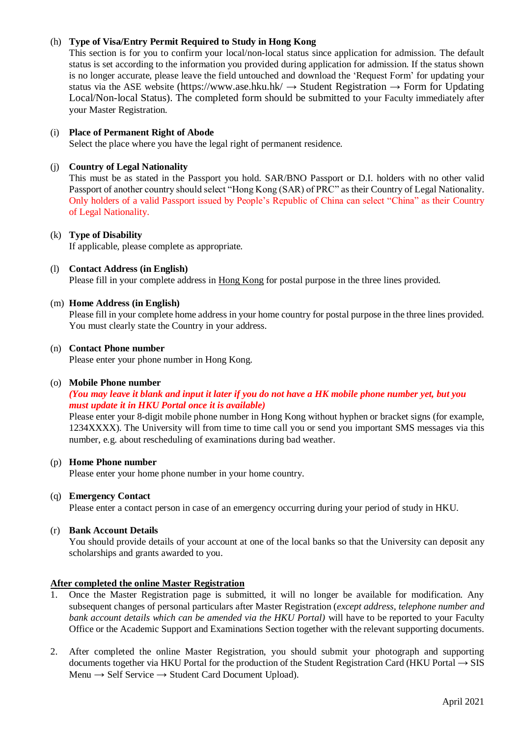(h) **Type of Visa/Entry Permit Required to Study in Hong Kong**
This section is for you to confirm your local/non-local status since application for admission. The default status is set according to the information you provided during application for admission. If the status shown is no longer accurate, please leave the field untouched and download the 'Request Form' for updating your status via the ASE website (https://www.ase.hku.hk/ → Student Registration → Form for Updating Local/Non-local Status). The completed form should be submitted to your Faculty immediately after your Master Registration.

(i) **Place of Permanent Right of Abode**
Select the place where you have the legal right of permanent residence.

(j) **Country of Legal Nationality**
This must be as stated in the Passport you hold. SAR/BNO Passport or D.I. holders with no other valid Passport of another country should select "Hong Kong (SAR) of PRC" as their Country of Legal Nationality. Only holders of a valid Passport issued by People's Republic of China can select "China" as their Country of Legal Nationality.

(k) **Type of Disability**
If applicable, please complete as appropriate.

(l) **Contact Address (in English)**
Please fill in your complete address in Hong Kong for postal purpose in the three lines provided.

(m) **Home Address (in English)**
Please fill in your complete home address in your home country for postal purpose in the three lines provided. You must clearly state the Country in your address.

(n) **Contact Phone number**
Please enter your phone number in Hong Kong.

(o) **Mobile Phone number**
***(You may leave it blank and input it later if you do not have a HK mobile phone number yet, but you must update it in HKU Portal once it is available)***
Please enter your 8-digit mobile phone number in Hong Kong without hyphen or bracket signs (for example, 1234XXXX). The University will from time to time call you or send you important SMS messages via this number, e.g. about rescheduling of examinations during bad weather.

(p) **Home Phone number**
Please enter your home phone number in your home country.

(q) **Emergency Contact**
Please enter a contact person in case of an emergency occurring during your period of study in HKU.

(r) **Bank Account Details**
You should provide details of your account at one of the local banks so that the University can deposit any scholarships and grants awarded to you.

**After completed the online Master Registration**

1. Once the Master Registration page is submitted, it will no longer be available for modification. Any subsequent changes of personal particulars after Master Registration (*except address, telephone number and bank account details which can be amended via the HKU Portal)* will have to be reported to your Faculty Office or the Academic Support and Examinations Section together with the relevant supporting documents.

2. After completed the online Master Registration, you should submit your photograph and supporting documents together via HKU Portal for the production of the Student Registration Card (HKU Portal → SIS Menu → Self Service → Student Card Document Upload).

April 2021